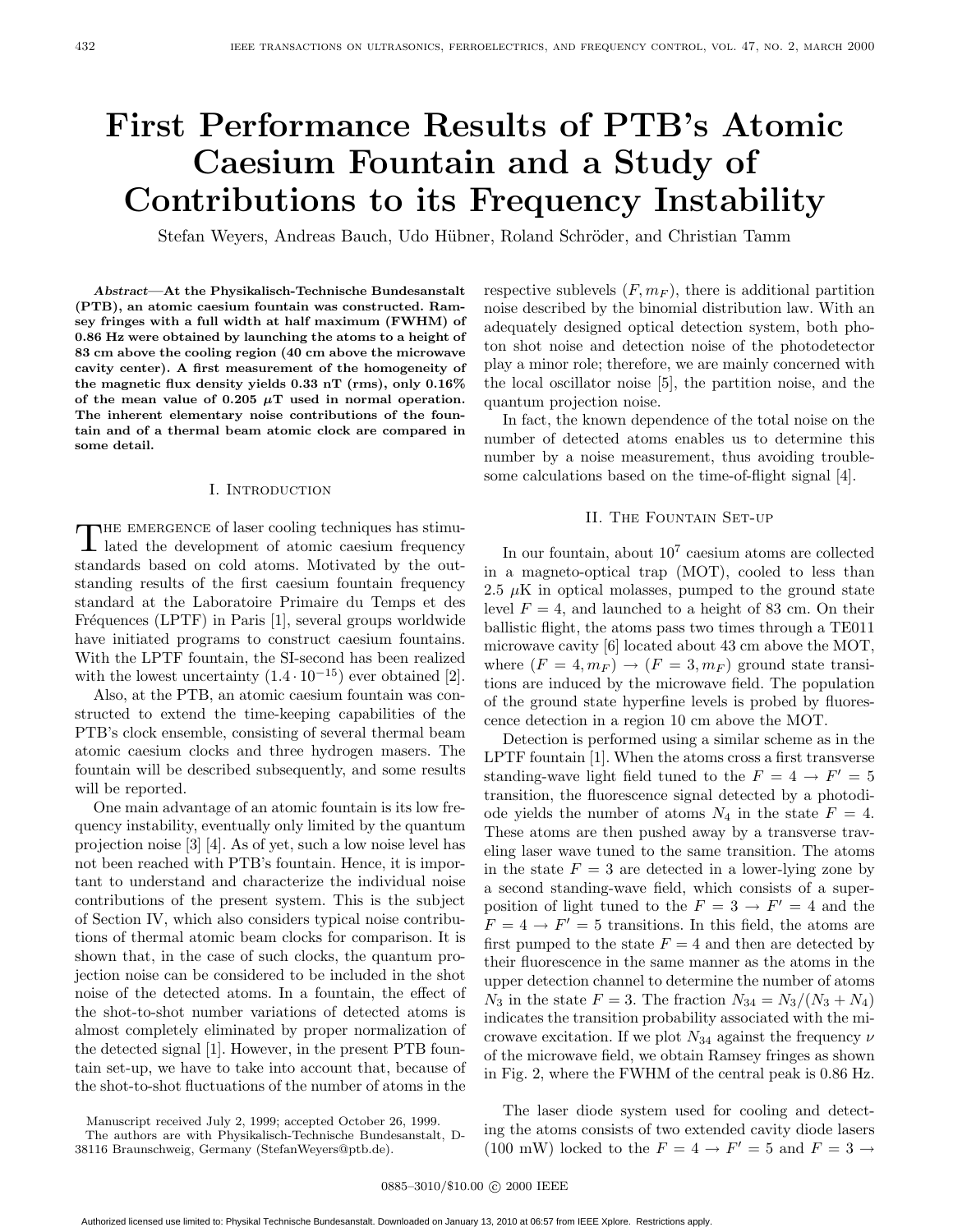# First Performance Results of PTB's Atomic Caesium Fountain and a Study of Contributions to its Frequency Instability

Stefan Weyers, Andreas Bauch, Udo Hübner, Roland Schröder, and Christian Tamm

***Abstract*—At the Physikalisch-Technische Bundesanstalt (PTB), an atomic caesium fountain was constructed. Ramsey fringes with a full width at half maximum (FWHM) of 0.86 Hz were obtained by launching the atoms to a height of 83 cm above the cooling region (40 cm above the microwave cavity center). A first measurement of the homogeneity of the magnetic flux density yields 0.33 nT (rms), only 0.16% of the mean value of 0.205 $\mu$T used in normal operation. The inherent elementary noise contributions of the fountain and of a thermal beam atomic clock are compared in some detail.**

## I. Introduction

The emergence of laser cooling techniques has stimulated the development of atomic caesium frequency standards based on cold atoms. Motivated by the outstanding results of the first caesium fountain frequency standard at the Laboratoire Primaire du Temps et des Fréquences (LPTF) in Paris [1], several groups worldwide have initiated programs to construct caesium fountains. With the LPTF fountain, the SI-second has been realized with the lowest uncertainty ($1.4 \cdot 10^{-15}$) ever obtained [2].

Also, at the PTB, an atomic caesium fountain was constructed to extend the time-keeping capabilities of the PTB's clock ensemble, consisting of several thermal beam atomic caesium clocks and three hydrogen masers. The fountain will be described subsequently, and some results will be reported.

One main advantage of an atomic fountain is its low frequency instability, eventually only limited by the quantum projection noise [3] [4]. As of yet, such a low noise level has not been reached with PTB's fountain. Hence, it is important to understand and characterize the individual noise contributions of the present system. This is the subject of Section IV, which also considers typical noise contributions of thermal atomic beam clocks for comparison. It is shown that, in the case of such clocks, the quantum projection noise can be considered to be included in the shot noise of the detected atoms. In a fountain, the effect of the shot-to-shot number variations of detected atoms is almost completely eliminated by proper normalization of the detected signal [1]. However, in the present PTB fountain set-up, we have to take into account that, because of the shot-to-shot fluctuations of the number of atoms in the respective sublevels $(F, m_F)$, there is additional partition noise described by the binomial distribution law. With an adequately designed optical detection system, both photon shot noise and detection noise of the photodetector play a minor role; therefore, we are mainly concerned with the local oscillator noise [5], the partition noise, and the quantum projection noise.

In fact, the known dependence of the total noise on the number of detected atoms enables us to determine this number by a noise measurement, thus avoiding troublesome calculations based on the time-of-flight signal [4].

Manuscript received July 2, 1999; accepted October 26, 1999.

The authors are with Physikalisch-Technische Bundesanstalt, D-38116 Braunschweig, Germany (StefanWeyers@ptb.de).

## II. The Fountain Set-up

In our fountain, about $10^7$ caesium atoms are collected in a magneto-optical trap (MOT), cooled to less than 2.5 $\mu$K in optical molasses, pumped to the ground state level $F = 4$, and launched to a height of 83 cm. On their ballistic flight, the atoms pass two times through a TE011 microwave cavity [6] located about 43 cm above the MOT, where $(F = 4, m_F) \rightarrow (F = 3, m_F)$ ground state transitions are induced by the microwave field. The population of the ground state hyperfine levels is probed by fluorescence detection in a region 10 cm above the MOT.

Detection is performed using a similar scheme as in the LPTF fountain [1]. When the atoms cross a first transverse standing-wave light field tuned to the $F = 4 \rightarrow F' = 5$ transition, the fluorescence signal detected by a photodiode yields the number of atoms $N_4$ in the state $F = 4$. These atoms are then pushed away by a transverse traveling laser wave tuned to the same transition. The atoms in the state $F = 3$ are detected in a lower-lying zone by a second standing-wave field, which consists of a superposition of light tuned to the $F = 3 \rightarrow F' = 4$ and the $F = 4 \rightarrow F' = 5$ transitions. In this field, the atoms are first pumped to the state $F = 4$ and then are detected by their fluorescence in the same manner as the atoms in the upper detection channel to determine the number of atoms $N_3$ in the state $F = 3$. The fraction $N_{34} = N_3/(N_3 + N_4)$ indicates the transition probability associated with the microwave excitation. If we plot $N_{34}$ against the frequency $\nu$ of the microwave field, we obtain Ramsey fringes as shown in Fig. 2, where the FWHM of the central peak is 0.86 Hz.

The laser diode system used for cooling and detecting the atoms consists of two extended cavity diode lasers (100 mW) locked to the $F = 4 \rightarrow F' = 5$ and $F = 3 \rightarrow$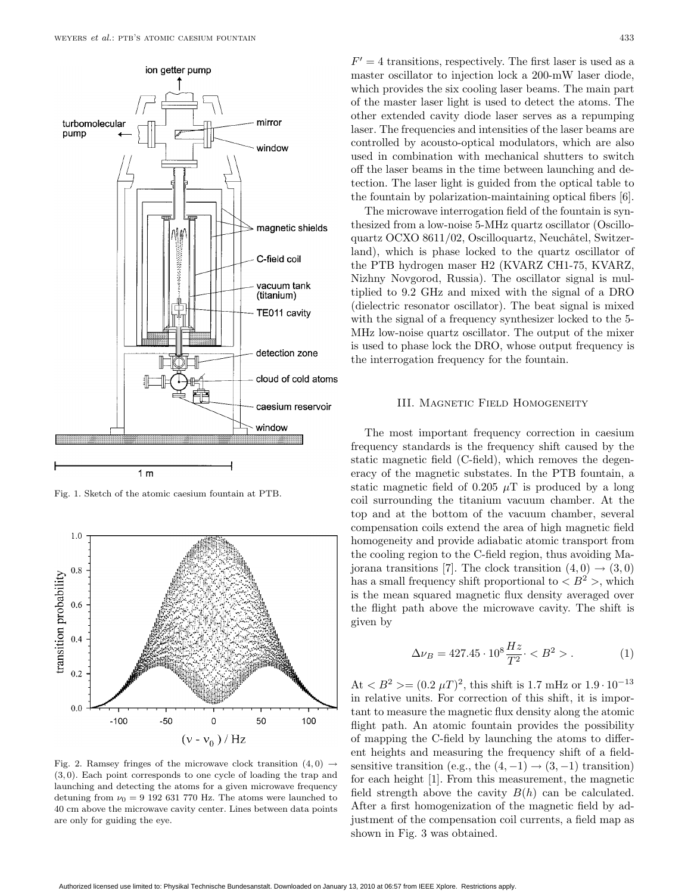Fig. 1. Sketch of the atomic caesium fountain at PTB.

Fig. 2. Ramsey fringes of the microwave clock transition $(4, 0) \rightarrow (3, 0)$. Each point corresponds to one cycle of loading the trap and launching and detecting the atoms for a given microwave frequency detuning from $\nu_0 = 9\,192\,631\,770$ Hz. The atoms were launched to 40 cm above the microwave cavity center. Lines between data points are only for guiding the eye.

$F' = 4$ transitions, respectively. The first laser is used as a master oscillator to injection lock a 200-mW laser diode, which provides the six cooling laser beams. The main part of the master laser light is used to detect the atoms. The other extended cavity diode laser serves as a repumping laser. The frequencies and intensities of the laser beams are controlled by acousto-optical modulators, which are also used in combination with mechanical shutters to switch off the laser beams in the time between launching and detection. The laser light is guided from the optical table to the fountain by polarization-maintaining optical fibers [6].

The microwave interrogation field of the fountain is synthesized from a low-noise 5-MHz quartz oscillator (Oscilloquartz OCXO 8611/02, Oscilloquartz, Neuchâtel, Switzerland), which is phase locked to the quartz oscillator of the PTB hydrogen maser H2 (KVARZ CH1-75, KVARZ, Nizhny Novgorod, Russia). The oscillator signal is multiplied to 9.2 GHz and mixed with the signal of a DRO (dielectric resonator oscillator). The beat signal is mixed with the signal of a frequency synthesizer locked to the 5-MHz low-noise quartz oscillator. The output of the mixer is used to phase lock the DRO, whose output frequency is the interrogation frequency for the fountain.

## III. Magnetic Field Homogeneity

The most important frequency correction in caesium frequency standards is the frequency shift caused by the static magnetic field (C-field), which removes the degeneracy of the magnetic substates. In the PTB fountain, a static magnetic field of 0.205 $\mu$T is produced by a long coil surrounding the titanium vacuum chamber. At the top and at the bottom of the vacuum chamber, several compensation coils extend the area of high magnetic field homogeneity and provide adiabatic atomic transport from the cooling region to the C-field region, thus avoiding Majorana transitions [7]. The clock transition $(4, 0) \rightarrow (3, 0)$ has a small frequency shift proportional to $< B^2 >$, which is the mean squared magnetic flux density averaged over the flight path above the microwave cavity. The shift is given by

$$\Delta\nu_B = 427.45 \cdot 10^8 \frac{Hz}{T^2} \cdot < B^2 > . \tag{1}$$

At $< B^2 >= (0.2\ \mu T)^2$, this shift is 1.7 mHz or $1.9 \cdot 10^{-13}$ in relative units. For correction of this shift, it is important to measure the magnetic flux density along the atomic flight path. An atomic fountain provides the possibility of mapping the C-field by launching the atoms to different heights and measuring the frequency shift of a field-sensitive transition (e.g., the $(4, -1) \rightarrow (3, -1)$ transition) for each height [1]. From this measurement, the magnetic field strength above the cavity $B(h)$ can be calculated. After a first homogenization of the magnetic field by adjustment of the compensation coil currents, a field map as shown in Fig. 3 was obtained.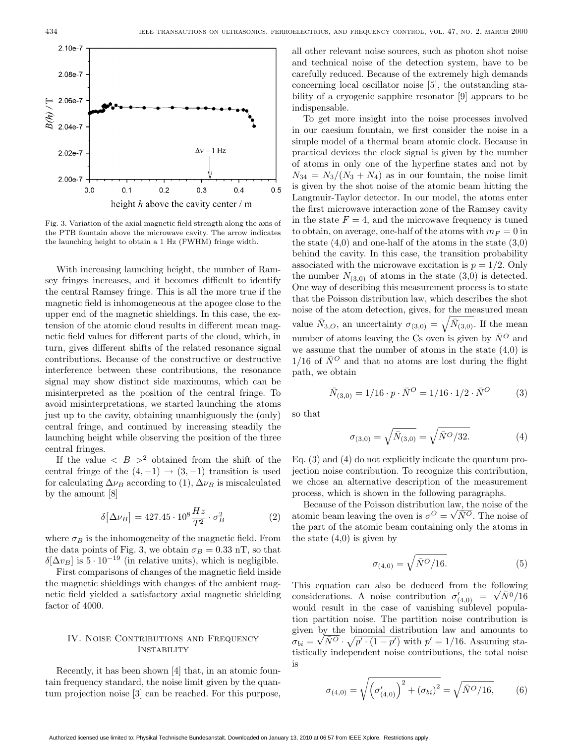Fig. 3. Variation of the axial magnetic field strength along the axis of the PTB fountain above the microwave cavity. The arrow indicates the launching height to obtain a 1 Hz (FWHM) fringe width.

With increasing launching height, the number of Ramsey fringes increases, and it becomes difficult to identify the central Ramsey fringe. This is all the more true if the magnetic field is inhomogeneous at the apogee close to the upper end of the magnetic shieldings. In this case, the extension of the atomic cloud results in different mean magnetic field values for different parts of the cloud, which, in turn, gives different shifts of the related resonance signal contributions. Because of the constructive or destructive interference between these contributions, the resonance signal may show distinct side maximums, which can be misinterpreted as the position of the central fringe. To avoid misinterpretations, we started launching the atoms just up to the cavity, obtaining unambiguously the (only) central fringe, and continued by increasing steadily the launching height while observing the position of the three central fringes.

If the value $< B >^2$ obtained from the shift of the central fringe of the $(4,-1) \rightarrow (3,-1)$ transition is used for calculating $\Delta\nu_B$ according to (1), $\Delta\nu_B$ is miscalculated by the amount [8]

$$\delta\big[\Delta\nu_B\big] = 427.45 \cdot 10^8 \frac{Hz}{T^2} \cdot \sigma_B^2 \tag{2}$$

where $\sigma_B$ is the inhomogeneity of the magnetic field. From the data points of Fig. 3, we obtain $\sigma_B = 0.33$ nT, so that $\delta[\Delta\nu_B]$ is $5 \cdot 10^{-19}$ (in relative units), which is negligible.

First comparisons of changes of the magnetic field inside the magnetic shieldings with changes of the ambient magnetic field yielded a satisfactory axial magnetic shielding factor of 4000.

## IV. Noise Contributions and Frequency Instability

Recently, it has been shown [4] that, in an atomic fountain frequency standard, the noise limit given by the quantum projection noise [3] can be reached. For this purpose, all other relevant noise sources, such as photon shot noise and technical noise of the detection system, have to be carefully reduced. Because of the extremely high demands concerning local oscillator noise [5], the outstanding stability of a cryogenic sapphire resonator [9] appears to be indispensable.

To get more insight into the noise processes involved in our caesium fountain, we first consider the noise in a simple model of a thermal beam atomic clock. Because in practical devices the clock signal is given by the number of atoms in only one of the hyperfine states and not by $N_{34} = N_3/(N_3 + N_4)$ as in our fountain, the noise limit is given by the shot noise of the atomic beam hitting the Langmuir-Taylor detector. In our model, the atoms enter the first microwave interaction zone of the Ramsey cavity in the state $F = 4$, and the microwave frequency is tuned to obtain, on average, one-half of the atoms with $m_F = 0$ in the state (4,0) and one-half of the atoms in the state (3,0) behind the cavity. In this case, the transition probability associated with the microwave excitation is $p = 1/2$. Only the number $N_{(3,0)}$ of atoms in the state (3,0) is detected. One way of describing this measurement process is to state that the Poisson distribution law, which describes the shot noise of the atom detection, gives, for the measured mean value $\bar{N}_{3,O}$, an uncertainty $\sigma_{(3,0)} = \sqrt{\bar{N}_{(3,0)}}$. If the mean number of atoms leaving the Cs oven is given by $\bar{N}^O$ and we assume that the number of atoms in the state (4,0) is 1/16 of $\bar{N}^O$ and that no atoms are lost during the flight path, we obtain

$$\bar{N}_{(3,0)} = 1/16 \cdot p \cdot \bar{N}^O = 1/16 \cdot 1/2 \cdot \bar{N}^O \tag{3}$$

so that

$$\sigma_{(3,0)} = \sqrt{\bar{N}_{(3,0)}} = \sqrt{\bar{N}^O/32}. \tag{4}$$

Eq. (3) and (4) do not explicitly indicate the quantum projection noise contribution. To recognize this contribution, we chose an alternative description of the measurement process, which is shown in the following paragraphs.

Because of the Poisson distribution law, the noise of the atomic beam leaving the oven is $\sigma^O = \sqrt{\bar{N}^O}$. The noise of the part of the atomic beam containing only the atoms in the state (4,0) is given by

$$\sigma_{(4,0)} = \sqrt{\bar{N}^O/16}. \tag{5}$$

This equation can also be deduced from the following considerations. A noise contribution $\sigma'_{(4,0)} = \sqrt{\bar{N}^0}/16$ would result in the case of vanishing sublevel population partition noise. The partition noise contribution is given by the binomial distribution law and amounts to $\sigma_{bi} = \sqrt{\bar{N}^O} \cdot \sqrt{p' \cdot (1 - p')}$ with $p' = 1/16$. Assuming statistically independent noise contributions, the total noise is

$$\sigma_{(4,0)} = \sqrt{\left(\sigma'_{(4,0)}\right)^2 + \left(\sigma_{bi}\right)^2} = \sqrt{\bar{N}^O/16}, \tag{6}$$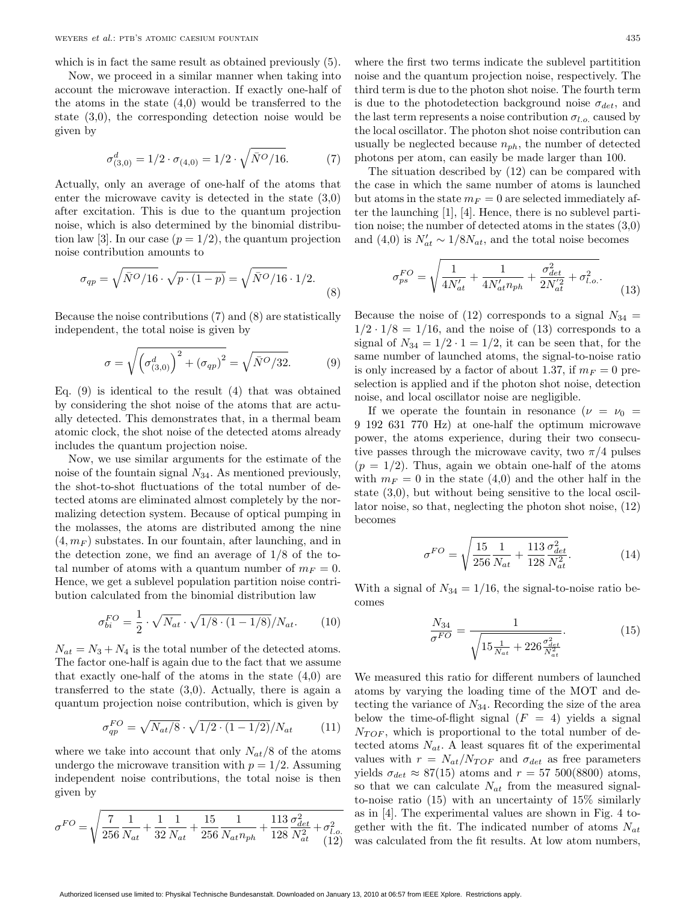which is in fact the same result as obtained previously (5).

Now, we proceed in a similar manner when taking into account the microwave interaction. If exactly one-half of the atoms in the state (4,0) would be transferred to the state (3,0), the corresponding detection noise would be given by

$$\sigma^d_{(3,0)} = 1/2 \cdot \sigma_{(4,0)} = 1/2 \cdot \sqrt{\bar{N}^O/16}. \tag{7}$$

Actually, only an average of one-half of the atoms that enter the microwave cavity is detected in the state (3,0) after excitation. This is due to the quantum projection noise, which is also determined by the binomial distribution law [3]. In our case ($p = 1/2$), the quantum projection noise contribution amounts to

$$\sigma_{qp} = \sqrt{\bar{N}^O/16} \cdot \sqrt{p \cdot (1-p)} = \sqrt{\bar{N}^O/16} \cdot 1/2. \tag{8}$$

Because the noise contributions (7) and (8) are statistically independent, the total noise is given by

$$\sigma = \sqrt{\left(\sigma^d_{(3,0)}\right)^2 + (\sigma_{qp})^2} = \sqrt{\bar{N}^O/32}. \tag{9}$$

Eq. (9) is identical to the result (4) that was obtained by considering the shot noise of the atoms that are actually detected. This demonstrates that, in a thermal beam atomic clock, the shot noise of the detected atoms already includes the quantum projection noise.

Now, we use similar arguments for the estimate of the noise of the fountain signal $N_{34}$. As mentioned previously, the shot-to-shot fluctuations of the total number of detected atoms are eliminated almost completely by the normalizing detection system. Because of optical pumping in the molasses, the atoms are distributed among the nine $(4, m_F)$ substates. In our fountain, after launching, and in the detection zone, we find an average of 1/8 of the total number of atoms with a quantum number of $m_F = 0$. Hence, we get a sublevel population partition noise contribution calculated from the binomial distribution law

$$\sigma^{FO}_{bi} = \frac{1}{2} \cdot \sqrt{N_{at}} \cdot \sqrt{1/8 \cdot (1 - 1/8)}/N_{at}. \tag{10}$$

$N_{at} = N_3 + N_4$ is the total number of the detected atoms. The factor one-half is again due to the fact that we assume that exactly one-half of the atoms in the state (4,0) are transferred to the state (3,0). Actually, there is again a quantum projection noise contribution, which is given by

$$\sigma^{FO}_{qp} = \sqrt{N_{at}/8} \cdot \sqrt{1/2 \cdot (1 - 1/2)}/N_{at} \tag{11}$$

where we take into account that only $N_{at}/8$ of the atoms undergo the microwave transition with $p = 1/2$. Assuming independent noise contributions, the total noise is then given by

$$\sigma^{FO} = \sqrt{\frac{7}{256}\frac{1}{N_{at}} + \frac{1}{32}\frac{1}{N_{at}} + \frac{15}{256}\frac{1}{N_{at}n_{ph}} + \frac{113}{128}\frac{\sigma^2_{det}}{N^2_{at}} + \sigma^2_{l.o.}} \tag{12}$$

where the first two terms indicate the sublevel partitition noise and the quantum projection noise, respectively. The third term is due to the photon shot noise. The fourth term is due to the photodetection background noise $\sigma_{det}$, and the last term represents a noise contribution $\sigma_{l.o.}$ caused by the local oscillator. The photon shot noise contribution can usually be neglected because $n_{ph}$, the number of detected photons per atom, can easily be made larger than 100.

The situation described by (12) can be compared with the case in which the same number of atoms is launched but atoms in the state $m_F = 0$ are selected immediately after the launching [1], [4]. Hence, there is no sublevel partition noise; the number of detected atoms in the states (3,0) and (4,0) is $N'_{at} \sim 1/8 N_{at}$, and the total noise becomes

$$\sigma^{FO}_{ps} = \sqrt{\frac{1}{4N'_{at}} + \frac{1}{4N'_{at}n_{ph}} + \frac{\sigma^2_{det}}{2N'^2_{at}} + \sigma^2_{l.o.}}. \tag{13}$$

Because the noise of (12) corresponds to a signal $N_{34} = 1/2 \cdot 1/8 = 1/16$, and the noise of (13) corresponds to a signal of $N_{34} = 1/2 \cdot 1 = 1/2$, it can be seen that, for the same number of launched atoms, the signal-to-noise ratio is only increased by a factor of about 1.37, if $m_F = 0$ preselection is applied and if the photon shot noise, detection noise, and local oscillator noise are negligible.

If we operate the fountain in resonance ($\nu = \nu_0 =$ 9 192 631 770 Hz) at one-half the optimum microwave power, the atoms experience, during their two consecutive passes through the microwave cavity, two $\pi/4$ pulses ($p = 1/2$). Thus, again we obtain one-half of the atoms with $m_F = 0$ in the state (4,0) and the other half in the state (3,0), but without being sensitive to the local oscillator noise, so that, neglecting the photon shot noise, (12) becomes

$$\sigma^{FO} = \sqrt{\frac{15}{256}\frac{1}{N_{at}} + \frac{113}{128}\frac{\sigma^2_{det}}{N^2_{at}}}. \tag{14}$$

With a signal of $N_{34} = 1/16$, the signal-to-noise ratio becomes

$$\frac{N_{34}}{\sigma^{FO}} = \frac{1}{\sqrt{15\frac{1}{N_{at}} + 226\frac{\sigma^2_{det}}{N^2_{at}}}}. \tag{15}$$

We measured this ratio for different numbers of launched atoms by varying the loading time of the MOT and detecting the variance of $N_{34}$. Recording the size of the area below the time-of-flight signal ($F = 4$) yields a signal $N_{TOF}$, which is proportional to the total number of detected atoms $N_{at}$. A least squares fit of the experimental values with $r = N_{at}/N_{TOF}$ and $\sigma_{det}$ as free parameters yields $\sigma_{det} \approx 87(15)$ atoms and $r = 57\ 500(8800)$ atoms, so that we can calculate $N_{at}$ from the measured signal-to-noise ratio (15) with an uncertainty of 15% similarly as in [4]. The experimental values are shown in Fig. 4 together with the fit. The indicated number of atoms $N_{at}$ was calculated from the fit results. At low atom numbers,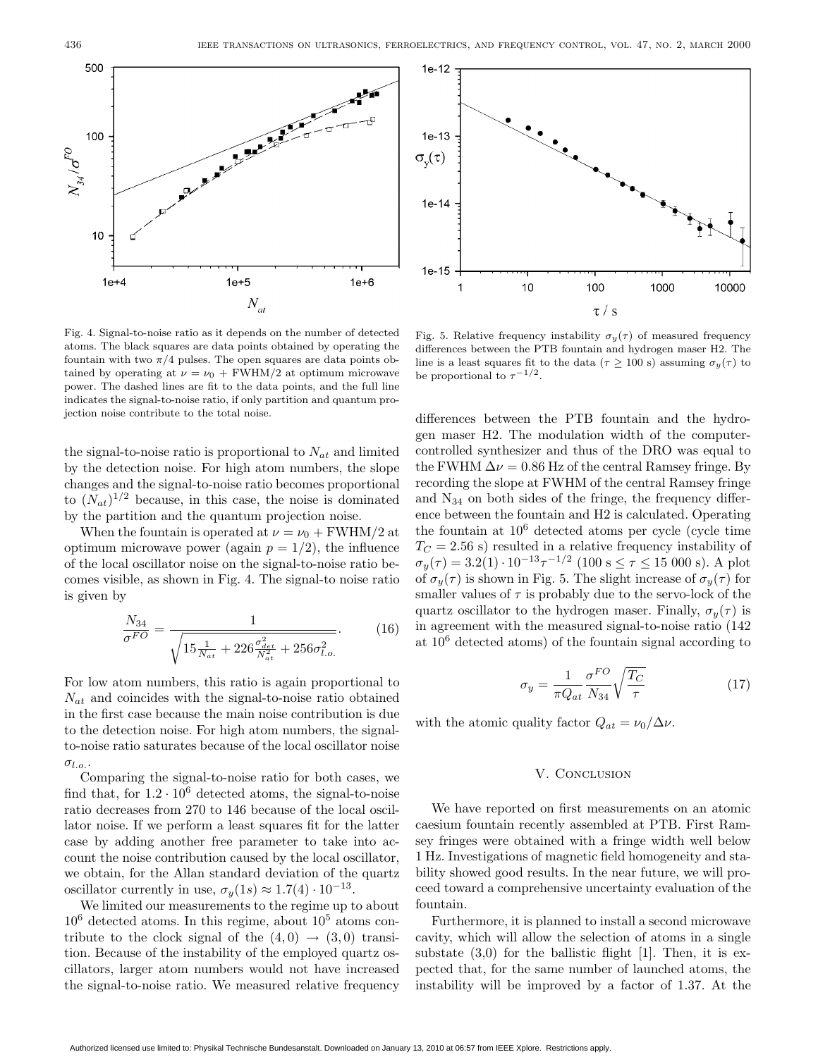Fig. 4. Signal-to-noise ratio as it depends on the number of detected atoms. The black squares are data points obtained by operating the fountain with two $\pi/4$ pulses. The open squares are data points obtained by operating at $\nu = \nu_0 + \text{FWHM}/2$ at optimum microwave power. The dashed lines are fit to the data points, and the full line indicates the signal-to-noise ratio, if only partition and quantum projection noise contribute to the total noise.

Fig. 5. Relative frequency instability $\sigma_y(\tau)$ of measured frequency differences between the PTB fountain and hydrogen maser H2. The line is a least squares fit to the data ($\tau \geq 100$ s) assuming $\sigma_y(\tau)$ to be proportional to $\tau^{-1/2}$.

the signal-to-noise ratio is proportional to $N_{at}$ and limited by the detection noise. For high atom numbers, the slope changes and the signal-to-noise ratio becomes proportional to $(N_{at})^{1/2}$ because, in this case, the noise is dominated by the partition and the quantum projection noise.

When the fountain is operated at $\nu = \nu_0 + \text{FWHM}/2$ at optimum microwave power (again $p = 1/2$), the influence of the local oscillator noise on the signal-to-noise ratio becomes visible, as shown in Fig. 4. The signal-to noise ratio is given by

$$\frac{N_{34}}{\sigma^{FO}} = \frac{1}{\sqrt{15\frac{1}{N_{at}} + 226\frac{\sigma_{det}^2}{N_{at}^2} + 256\sigma_{l.o.}^2}}. \tag{16}$$

For low atom numbers, this ratio is again proportional to $N_{at}$ and coincides with the signal-to-noise ratio obtained in the first case because the main noise contribution is due to the detection noise. For high atom numbers, the signal-to-noise ratio saturates because of the local oscillator noise $\sigma_{l.o.}$.

Comparing the signal-to-noise ratio for both cases, we find that, for $1.2 \cdot 10^6$ detected atoms, the signal-to-noise ratio decreases from 270 to 146 because of the local oscillator noise. If we perform a least squares fit for the latter case by adding another free parameter to take into account the noise contribution caused by the local oscillator, we obtain, for the Allan standard deviation of the quartz oscillator currently in use, $\sigma_y(1s) \approx 1.7(4) \cdot 10^{-13}$.

We limited our measurements to the regime up to about $10^6$ detected atoms. In this regime, about $10^5$ atoms contribute to the clock signal of the $(4,0) \rightarrow (3,0)$ transition. Because of the instability of the employed quartz oscillators, larger atom numbers would not have increased the signal-to-noise ratio. We measured relative frequency differences between the PTB fountain and the hydrogen maser H2. The modulation width of the computer-controlled synthesizer and thus of the DRO was equal to the FWHM $\Delta\nu = 0.86$ Hz of the central Ramsey fringe. By recording the slope at FWHM of the central Ramsey fringe and $N_{34}$ on both sides of the fringe, the frequency difference between the fountain and H2 is calculated. Operating the fountain at $10^6$ detected atoms per cycle (cycle time $T_C = 2.56$ s) resulted in a relative frequency instability of $\sigma_y(\tau) = 3.2(1) \cdot 10^{-13}\tau^{-1/2}$ (100 s $\leq \tau \leq$ 15 000 s). A plot of $\sigma_y(\tau)$ is shown in Fig. 5. The slight increase of $\sigma_y(\tau)$ for smaller values of $\tau$ is probably due to the servo-lock of the quartz oscillator to the hydrogen maser. Finally, $\sigma_y(\tau)$ is in agreement with the measured signal-to-noise ratio (142 at $10^6$ detected atoms) of the fountain signal according to

$$\sigma_y = \frac{1}{\pi Q_{at}} \frac{\sigma^{FO}}{N_{34}} \sqrt{\frac{T_C}{\tau}} \tag{17}$$

with the atomic quality factor $Q_{at} = \nu_0/\Delta\nu$.

## V. Conclusion

We have reported on first measurements on an atomic caesium fountain recently assembled at PTB. First Ramsey fringes were obtained with a fringe width well below 1 Hz. Investigations of magnetic field homogeneity and stability showed good results. In the near future, we will proceed toward a comprehensive uncertainty evaluation of the fountain.

Furthermore, it is planned to install a second microwave cavity, which will allow the selection of atoms in a single substate (3,0) for the ballistic flight [1]. Then, it is expected that, for the same number of launched atoms, the instability will be improved by a factor of 1.37. At the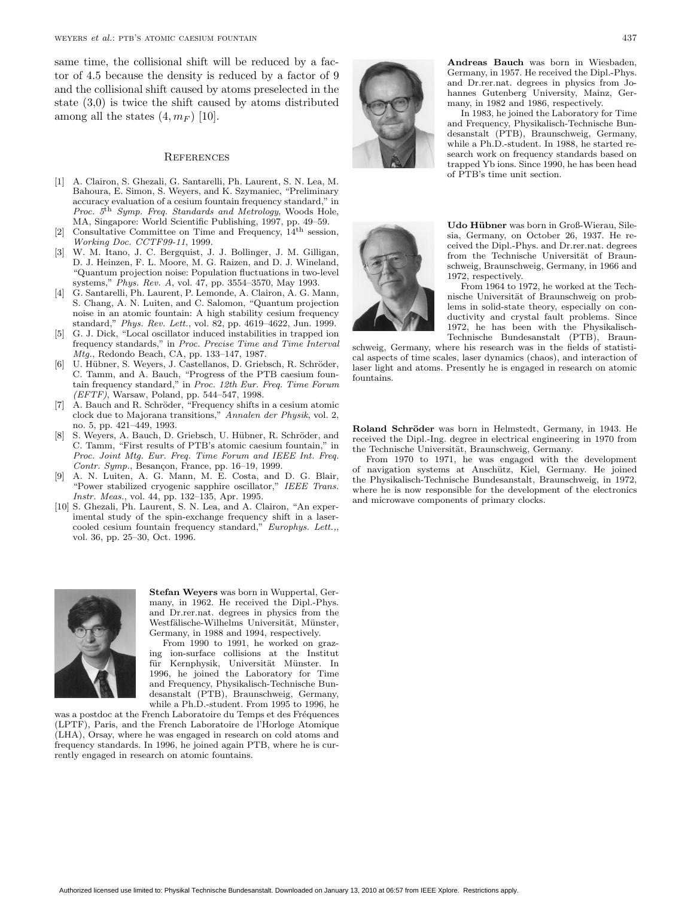same time, the collisional shift will be reduced by a factor of 4.5 because the density is reduced by a factor of 9 and the collisional shift caused by atoms preselected in the state (3,0) is twice the shift caused by atoms distributed among all the states $(4, m_F)$ [10].

## References

[1] A. Clairon, S. Ghezali, G. Santarelli, Ph. Laurent, S. N. Lea, M. Bahoura, E. Simon, S. Weyers, and K. Szymaniec, "Preliminary accuracy evaluation of a cesium fountain frequency standard," in *Proc. 5th Symp. Freq. Standards and Metrology*, Woods Hole, MA, Singapore: World Scientific Publishing, 1997, pp. 49–59.

[2] Consultative Committee on Time and Frequency, 14th session, *Working Doc. CCTF99-11*, 1999.

[3] W. M. Itano, J. C. Bergquist, J. J. Bollinger, J. M. Gilligan, D. J. Heinzen, F. L. Moore, M. G. Raizen, and D. J. Wineland, "Quantum projection noise: Population fluctuations in two-level systems," *Phys. Rev. A*, vol. 47, pp. 3554–3570, May 1993.

[4] G. Santarelli, Ph. Laurent, P. Lemonde, A. Clairon, A. G. Mann, S. Chang, A. N. Luiten, and C. Salomon, "Quantum projection noise in an atomic fountain: A high stability cesium frequency standard," *Phys. Rev. Lett.*, vol. 82, pp. 4619–4622, Jun. 1999.

[5] G. J. Dick, "Local oscillator induced instabilities in trapped ion frequency standards," in *Proc. Precise Time and Time Interval Mtg.*, Redondo Beach, CA, pp. 133–147, 1987.

[6] U. Hübner, S. Weyers, J. Castellanos, D. Griebsch, R. Schröder, C. Tamm, and A. Bauch, "Progress of the PTB caesium fountain frequency standard," in *Proc. 12th Eur. Freq. Time Forum (EFTF)*, Warsaw, Poland, pp. 544–547, 1998.

[7] A. Bauch and R. Schröder, "Frequency shifts in a cesium atomic clock due to Majorana transitions," *Annalen der Physik*, vol. 2, no. 5, pp. 421–449, 1993.

[8] S. Weyers, A. Bauch, D. Griebsch, U. Hübner, R. Schröder, and C. Tamm, "First results of PTB's atomic caesium fountain," in *Proc. Joint Mtg. Eur. Freq. Time Forum and IEEE Int. Freq. Contr. Symp.*, Besançon, France, pp. 16–19, 1999.

[9] A. N. Luiten, A. G. Mann, M. E. Costa, and D. G. Blair, "Power stabilized cryogenic sapphire oscillator," *IEEE Trans. Instr. Meas.*, vol. 44, pp. 132–135, Apr. 1995.

[10] S. Ghezali, Ph. Laurent, S. N. Lea, and A. Clairon, "An experimental study of the spin-exchange frequency shift in a laser-cooled cesium fountain frequency standard," *Europhys. Lett.,*, vol. 36, pp. 25–30, Oct. 1996.

**Stefan Weyers** was born in Wuppertal, Germany, in 1962. He received the Dipl.-Phys. and Dr.rer.nat. degrees in physics from the Westfälische-Wilhelms Universität, Münster, Germany, in 1988 and 1994, respectively.

From 1990 to 1991, he worked on grazing ion-surface collisions at the Institut für Kernphysik, Universität Münster. In 1996, he joined the Laboratory for Time and Frequency, Physikalisch-Technische Bundesanstalt (PTB), Braunschweig, Germany, while a Ph.D.-student. From 1995 to 1996, he was a postdoc at the French Laboratoire du Temps et des Fréquences (LPTF), Paris, and the French Laboratoire de l'Horloge Atomique (LHA), Orsay, where he was engaged in research on cold atoms and frequency standards. In 1996, he joined again PTB, where he is currently engaged in research on atomic fountains.

**Andreas Bauch** was born in Wiesbaden, Germany, in 1957. He received the Dipl.-Phys. and Dr.rer.nat. degrees in physics from Johannes Gutenberg University, Mainz, Germany, in 1982 and 1986, respectively.

In 1983, he joined the Laboratory for Time and Frequency, Physikalisch-Technische Bundesanstalt (PTB), Braunschweig, Germany, while a Ph.D.-student. In 1988, he started research work on frequency standards based on trapped Yb ions. Since 1990, he has been head of PTB's time unit section.

**Udo Hübner** was born in Groß-Wierau, Silesia, Germany, on October 26, 1937. He received the Dipl.-Phys. and Dr.rer.nat. degrees from the Technische Universität of Braunschweig, Braunschweig, Germany, in 1966 and 1972, respectively.

From 1964 to 1972, he worked at the Technische Universität Braunschweig on problems in solid-state theory, especially on conductivity and crystal fault problems. Since 1972, he has been with the Physikalisch-Technische Bundesanstalt (PTB), Braunschweig, Germany, where his research was in the fields of statistical aspects of time scales, laser dynamics (chaos), and interaction of laser light and atoms. Presently he is engaged in research on atomic fountains.

**Roland Schröder** was born in Helmstedt, Germany, in 1943. He received the Dipl.-Ing. degree in electrical engineering in 1970 from the Technische Universität, Braunschweig, Germany.

From 1970 to 1971, he was engaged with the development of navigation systems at Anschütz, Kiel, Germany. He joined the Physikalisch-Technische Bundesanstalt, Braunschweig, in 1972, where he is now responsible for the development of the electronics and microwave components of primary clocks.